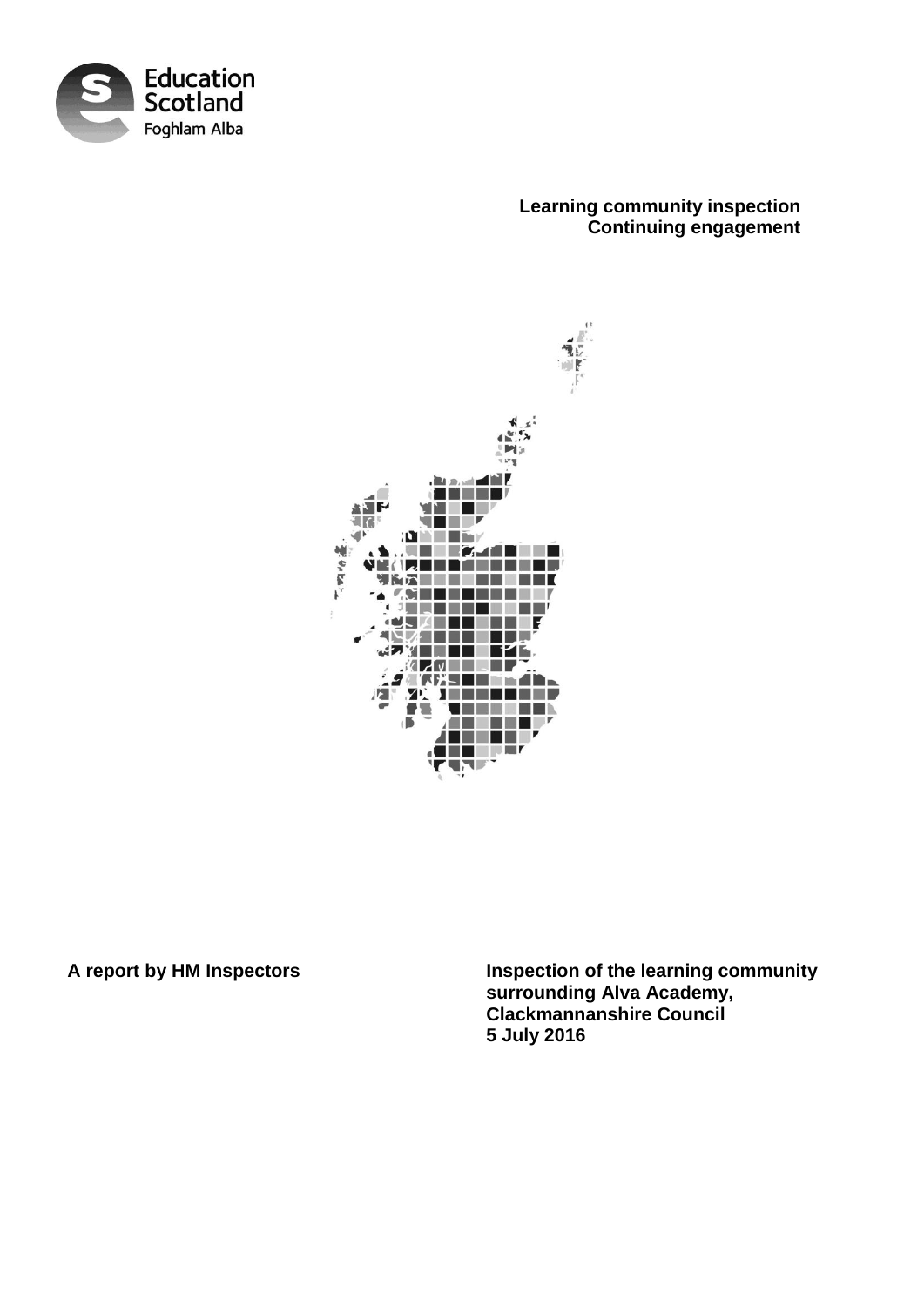Education Scotland
Foghlam Alba

**Learning community inspection**
**Continuing engagement**

**A report by HM Inspectors**

**Inspection of the learning community surrounding Alva Academy, Clackmannanshire Council**
**5 July 2016**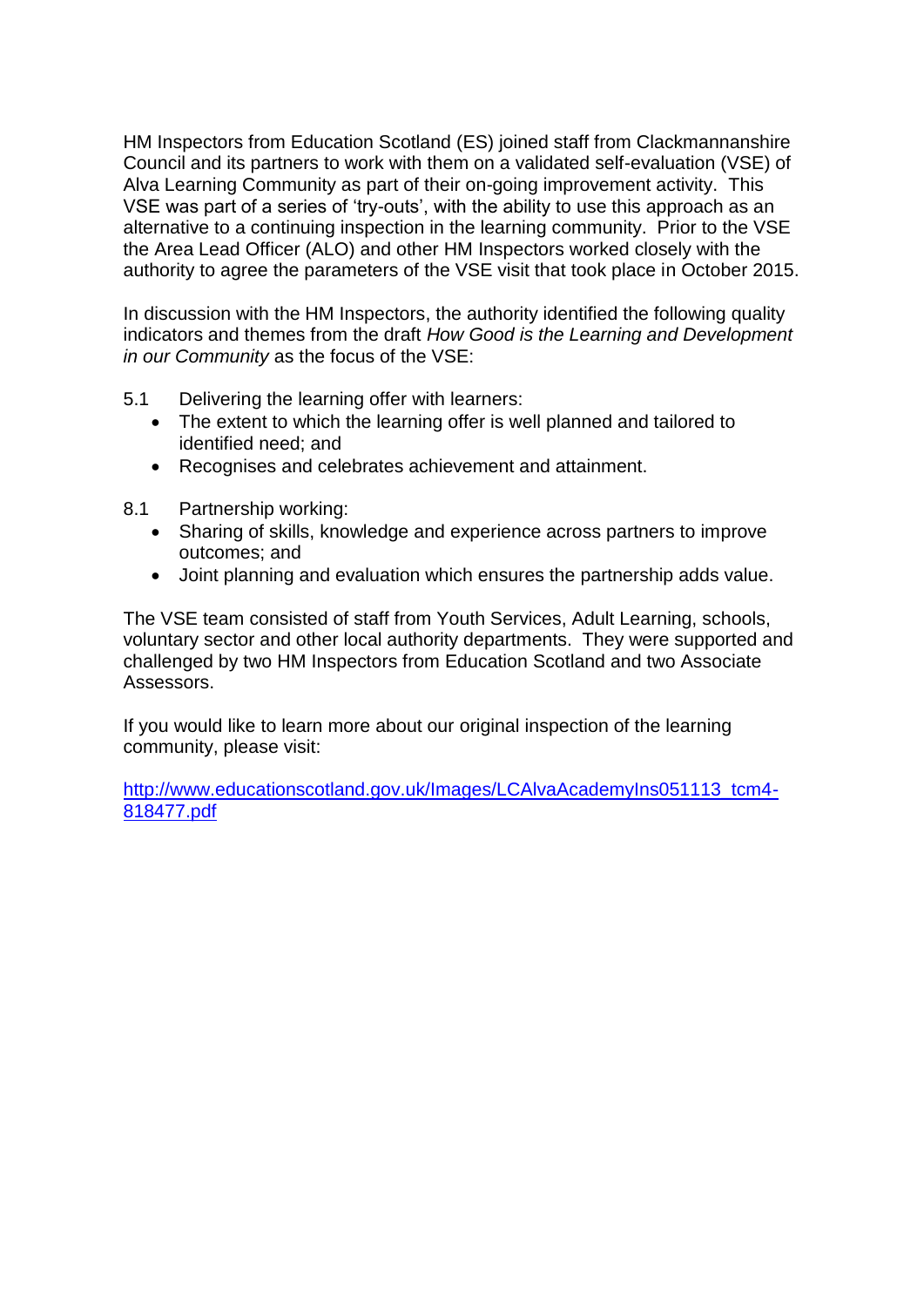HM Inspectors from Education Scotland (ES) joined staff from Clackmannanshire Council and its partners to work with them on a validated self-evaluation (VSE) of Alva Learning Community as part of their on-going improvement activity. This VSE was part of a series of 'try-outs', with the ability to use this approach as an alternative to a continuing inspection in the learning community. Prior to the VSE the Area Lead Officer (ALO) and other HM Inspectors worked closely with the authority to agree the parameters of the VSE visit that took place in October 2015.

In discussion with the HM Inspectors, the authority identified the following quality indicators and themes from the draft *How Good is the Learning and Development in our Community* as the focus of the VSE:

5.1 Delivering the learning offer with learners:

- The extent to which the learning offer is well planned and tailored to identified need; and
- Recognises and celebrates achievement and attainment.

8.1 Partnership working:

- Sharing of skills, knowledge and experience across partners to improve outcomes; and
- Joint planning and evaluation which ensures the partnership adds value.

The VSE team consisted of staff from Youth Services, Adult Learning, schools, voluntary sector and other local authority departments. They were supported and challenged by two HM Inspectors from Education Scotland and two Associate Assessors.

If you would like to learn more about our original inspection of the learning community, please visit:

[http://www.educationscotland.gov.uk/Images/LCAlvaAcademyIns051113_tcm4-818477.pdf](http://www.educationscotland.gov.uk/Images/LCAlvaAcademyIns051113_tcm4-818477.pdf)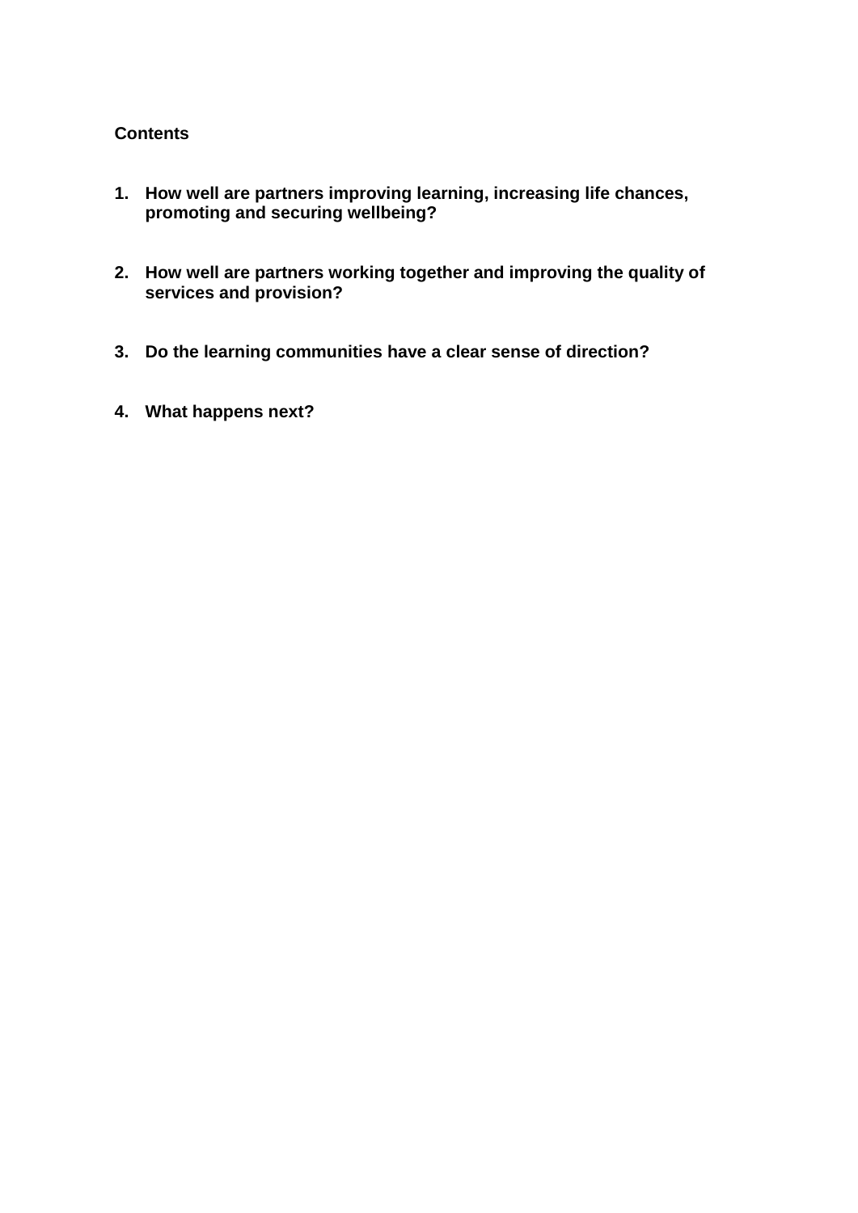**Contents**

1. **How well are partners improving learning, increasing life chances, promoting and securing wellbeing?**

2. **How well are partners working together and improving the quality of services and provision?**

3. **Do the learning communities have a clear sense of direction?**

4. **What happens next?**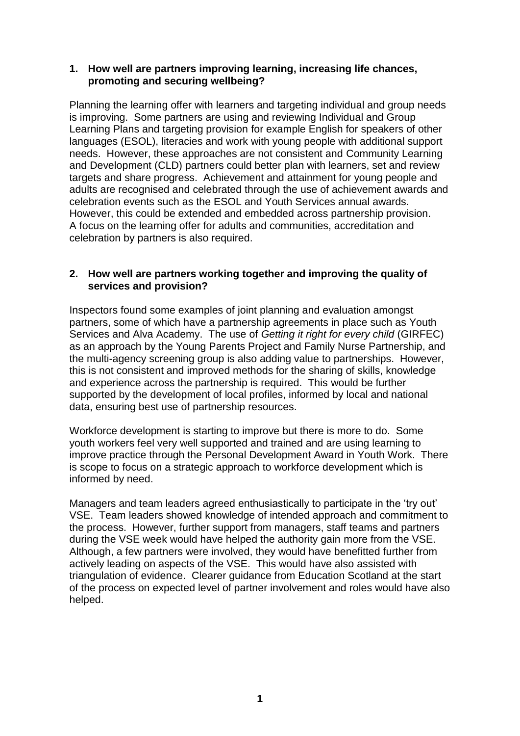## 1. How well are partners improving learning, increasing life chances, promoting and securing wellbeing?

Planning the learning offer with learners and targeting individual and group needs is improving. Some partners are using and reviewing Individual and Group Learning Plans and targeting provision for example English for speakers of other languages (ESOL), literacies and work with young people with additional support needs. However, these approaches are not consistent and Community Learning and Development (CLD) partners could better plan with learners, set and review targets and share progress. Achievement and attainment for young people and adults are recognised and celebrated through the use of achievement awards and celebration events such as the ESOL and Youth Services annual awards. However, this could be extended and embedded across partnership provision. A focus on the learning offer for adults and communities, accreditation and celebration by partners is also required.

## 2. How well are partners working together and improving the quality of services and provision?

Inspectors found some examples of joint planning and evaluation amongst partners, some of which have a partnership agreements in place such as Youth Services and Alva Academy. The use of *Getting it right for every child* (GIRFEC) as an approach by the Young Parents Project and Family Nurse Partnership, and the multi-agency screening group is also adding value to partnerships. However, this is not consistent and improved methods for the sharing of skills, knowledge and experience across the partnership is required. This would be further supported by the development of local profiles, informed by local and national data, ensuring best use of partnership resources.

Workforce development is starting to improve but there is more to do. Some youth workers feel very well supported and trained and are using learning to improve practice through the Personal Development Award in Youth Work. There is scope to focus on a strategic approach to workforce development which is informed by need.

Managers and team leaders agreed enthusiastically to participate in the 'try out' VSE. Team leaders showed knowledge of intended approach and commitment to the process. However, further support from managers, staff teams and partners during the VSE week would have helped the authority gain more from the VSE. Although, a few partners were involved, they would have benefitted further from actively leading on aspects of the VSE. This would have also assisted with triangulation of evidence. Clearer guidance from Education Scotland at the start of the process on expected level of partner involvement and roles would have also helped.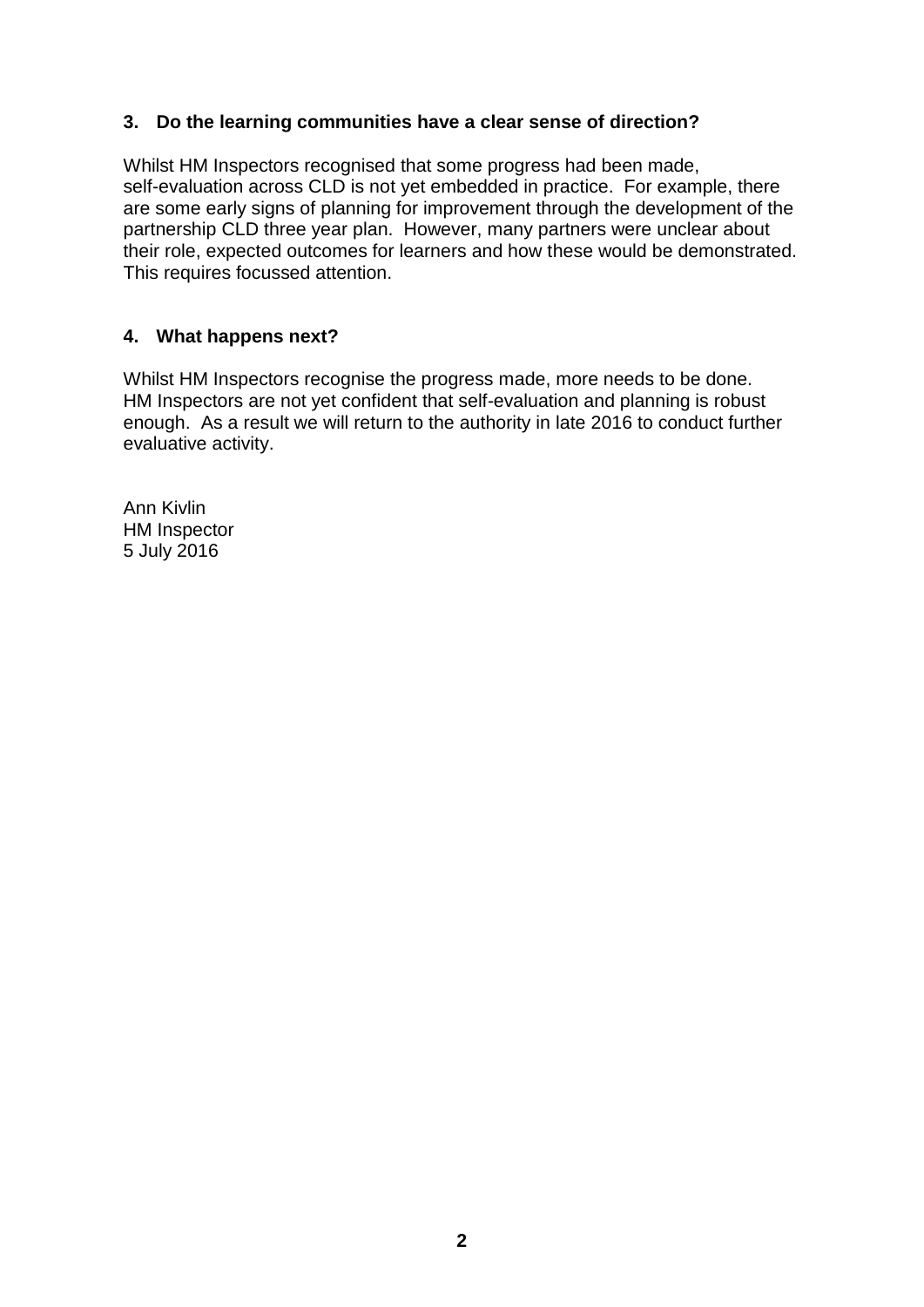### 3. Do the learning communities have a clear sense of direction?

Whilst HM Inspectors recognised that some progress had been made, self-evaluation across CLD is not yet embedded in practice. For example, there are some early signs of planning for improvement through the development of the partnership CLD three year plan. However, many partners were unclear about their role, expected outcomes for learners and how these would be demonstrated. This requires focussed attention.

### 4. What happens next?

Whilst HM Inspectors recognise the progress made, more needs to be done. HM Inspectors are not yet confident that self-evaluation and planning is robust enough. As a result we will return to the authority in late 2016 to conduct further evaluative activity.

Ann Kivlin
HM Inspector
5 July 2016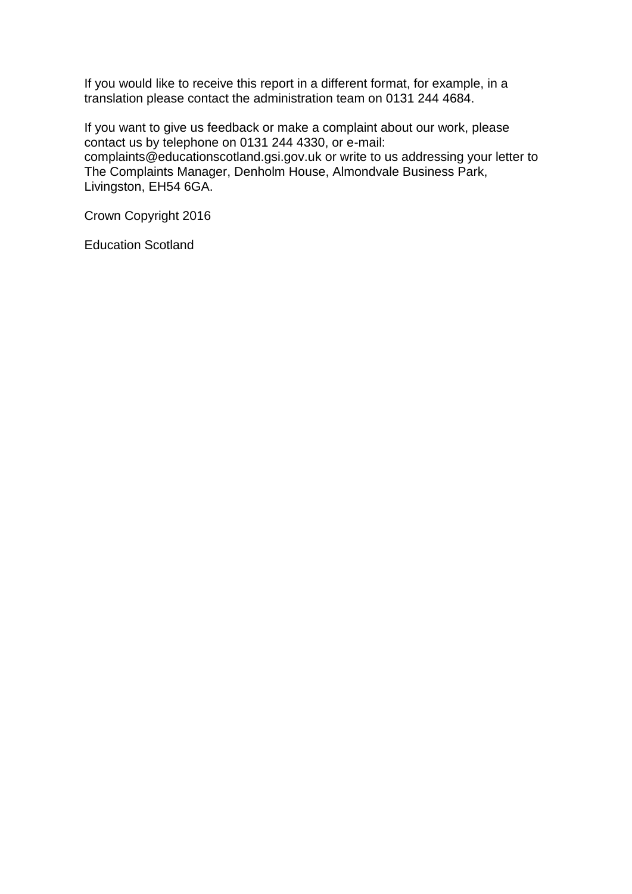If you would like to receive this report in a different format, for example, in a translation please contact the administration team on 0131 244 4684.

If you want to give us feedback or make a complaint about our work, please contact us by telephone on 0131 244 4330, or e-mail: complaints@educationscotland.gsi.gov.uk or write to us addressing your letter to The Complaints Manager, Denholm House, Almondvale Business Park, Livingston, EH54 6GA.

Crown Copyright 2016

Education Scotland